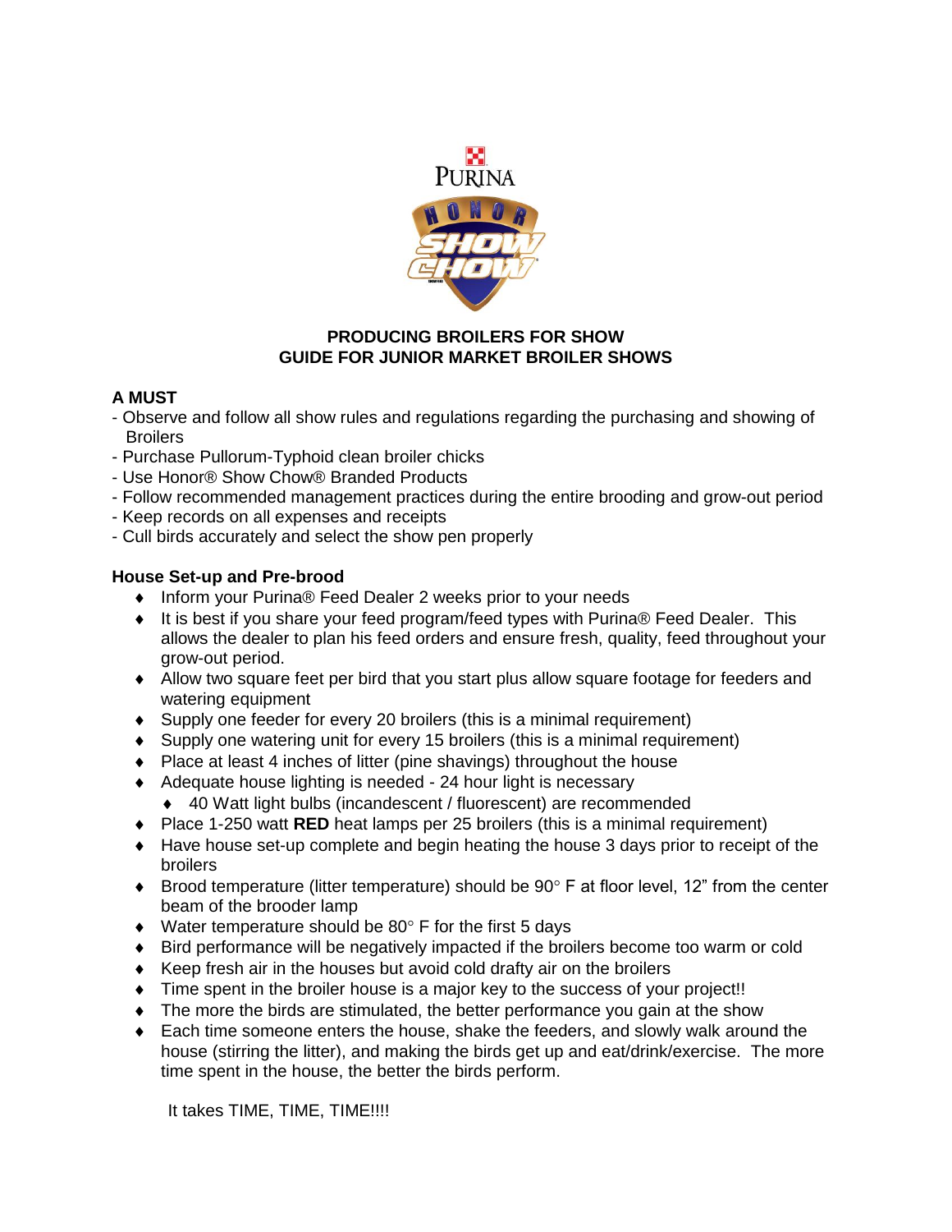# PRODUCING BROILERS FOR SHOW
# GUIDE FOR JUNIOR MARKET BROILER SHOWS

**A MUST**

- Observe and follow all show rules and regulations regarding the purchasing and showing of Broilers
- Purchase Pullorum-Typhoid clean broiler chicks
- Use Honor® Show Chow® Branded Products
- Follow recommended management practices during the entire brooding and grow-out period
- Keep records on all expenses and receipts
- Cull birds accurately and select the show pen properly

**House Set-up and Pre-brood**

- Inform your Purina® Feed Dealer 2 weeks prior to your needs
- It is best if you share your feed program/feed types with Purina® Feed Dealer. This allows the dealer to plan his feed orders and ensure fresh, quality, feed throughout your grow-out period.
- Allow two square feet per bird that you start plus allow square footage for feeders and watering equipment
- Supply one feeder for every 20 broilers (this is a minimal requirement)
- Supply one watering unit for every 15 broilers (this is a minimal requirement)
- Place at least 4 inches of litter (pine shavings) throughout the house
- Adequate house lighting is needed - 24 hour light is necessary
  - 40 Watt light bulbs (incandescent / fluorescent) are recommended
- Place 1-250 watt **RED** heat lamps per 25 broilers (this is a minimal requirement)
- Have house set-up complete and begin heating the house 3 days prior to receipt of the broilers
- Brood temperature (litter temperature) should be 90° F at floor level, 12" from the center beam of the brooder lamp
- Water temperature should be 80° F for the first 5 days
- Bird performance will be negatively impacted if the broilers become too warm or cold
- Keep fresh air in the houses but avoid cold drafty air on the broilers
- Time spent in the broiler house is a major key to the success of your project!!
- The more the birds are stimulated, the better performance you gain at the show
- Each time someone enters the house, shake the feeders, and slowly walk around the house (stirring the litter), and making the birds get up and eat/drink/exercise. The more time spent in the house, the better the birds perform.

It takes TIME, TIME, TIME!!!!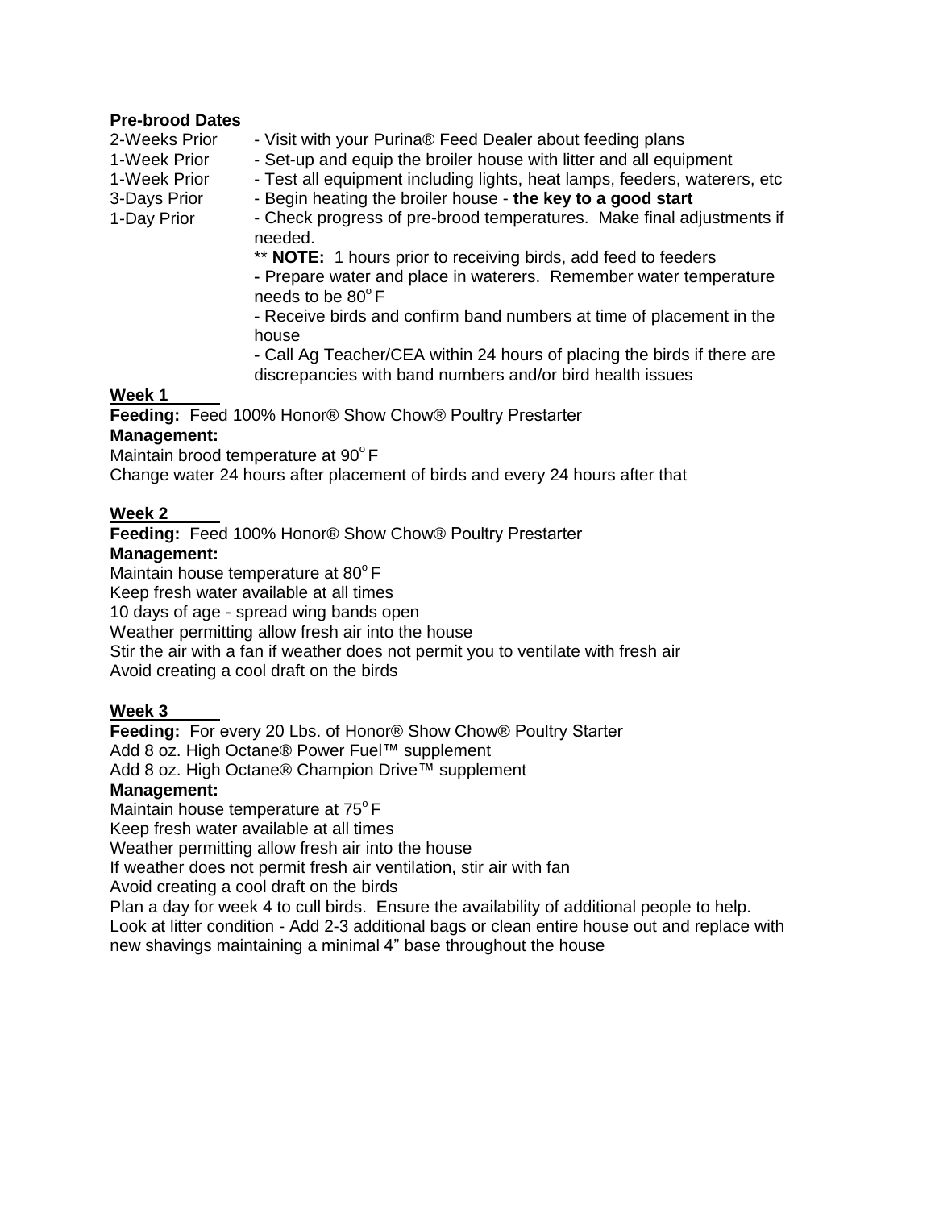**Pre-brood Dates**

| | |
|---|---|
| 2-Weeks Prior | - Visit with your Purina® Feed Dealer about feeding plans |
| 1-Week Prior | - Set-up and equip the broiler house with litter and all equipment |
| 1-Week Prior | - Test all equipment including lights, heat lamps, feeders, waterers, etc |
| 3-Days Prior | - Begin heating the broiler house - **the key to a good start** |
| 1-Day Prior | - Check progress of pre-brood temperatures. Make final adjustments if needed. |

** **NOTE:** 1 hours prior to receiving birds, add feed to feeders

- Prepare water and place in waterers. Remember water temperature needs to be 80°F
- Receive birds and confirm band numbers at time of placement in the house
- Call Ag Teacher/CEA within 24 hours of placing the birds if there are discrepancies with band numbers and/or bird health issues

**Week 1**

**Feeding:** Feed 100% Honor® Show Chow® Poultry Prestarter

**Management:**

Maintain brood temperature at 90°F

Change water 24 hours after placement of birds and every 24 hours after that

**Week 2**

**Feeding:** Feed 100% Honor® Show Chow® Poultry Prestarter

**Management:**

Maintain house temperature at 80°F

Keep fresh water available at all times

10 days of age - spread wing bands open

Weather permitting allow fresh air into the house

Stir the air with a fan if weather does not permit you to ventilate with fresh air

Avoid creating a cool draft on the birds

**Week 3**

**Feeding:** For every 20 Lbs. of Honor® Show Chow® Poultry Starter

Add 8 oz. High Octane® Power Fuel™ supplement

Add 8 oz. High Octane® Champion Drive™ supplement

**Management:**

Maintain house temperature at 75°F

Keep fresh water available at all times

Weather permitting allow fresh air into the house

If weather does not permit fresh air ventilation, stir air with fan

Avoid creating a cool draft on the birds

Plan a day for week 4 to cull birds. Ensure the availability of additional people to help.

Look at litter condition - Add 2-3 additional bags or clean entire house out and replace with new shavings maintaining a minimal 4" base throughout the house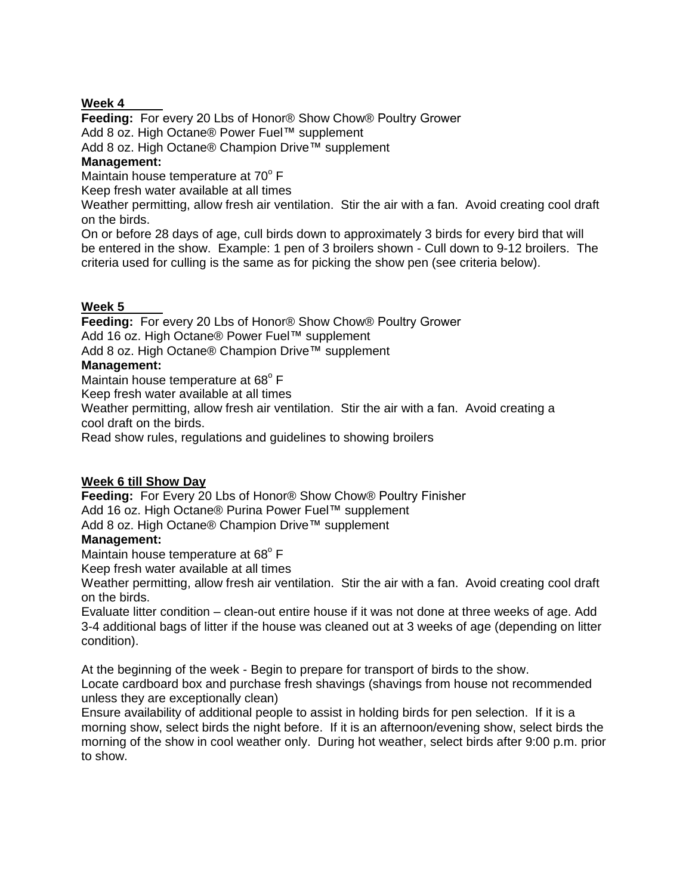**Week 4**

**Feeding:** For every 20 Lbs of Honor® Show Chow® Poultry Grower
Add 8 oz. High Octane® Power Fuel™ supplement
Add 8 oz. High Octane® Champion Drive™ supplement

**Management:**
Maintain house temperature at 70° F
Keep fresh water available at all times
Weather permitting, allow fresh air ventilation. Stir the air with a fan. Avoid creating cool draft on the birds.
On or before 28 days of age, cull birds down to approximately 3 birds for every bird that will be entered in the show. Example: 1 pen of 3 broilers shown - Cull down to 9-12 broilers. The criteria used for culling is the same as for picking the show pen (see criteria below).

**Week 5**

**Feeding:** For every 20 Lbs of Honor® Show Chow® Poultry Grower
Add 16 oz. High Octane® Power Fuel™ supplement
Add 8 oz. High Octane® Champion Drive™ supplement

**Management:**
Maintain house temperature at 68° F
Keep fresh water available at all times
Weather permitting, allow fresh air ventilation. Stir the air with a fan. Avoid creating a cool draft on the birds.
Read show rules, regulations and guidelines to showing broilers

**Week 6 till Show Day**

**Feeding:** For Every 20 Lbs of Honor® Show Chow® Poultry Finisher
Add 16 oz. High Octane® Purina Power Fuel™ supplement
Add 8 oz. High Octane® Champion Drive™ supplement

**Management:**
Maintain house temperature at 68° F
Keep fresh water available at all times
Weather permitting, allow fresh air ventilation. Stir the air with a fan. Avoid creating cool draft on the birds.
Evaluate litter condition – clean-out entire house if it was not done at three weeks of age. Add 3-4 additional bags of litter if the house was cleaned out at 3 weeks of age (depending on litter condition).

At the beginning of the week - Begin to prepare for transport of birds to the show.
Locate cardboard box and purchase fresh shavings (shavings from house not recommended unless they are exceptionally clean)
Ensure availability of additional people to assist in holding birds for pen selection. If it is a morning show, select birds the night before. If it is an afternoon/evening show, select birds the morning of the show in cool weather only. During hot weather, select birds after 9:00 p.m. prior to show.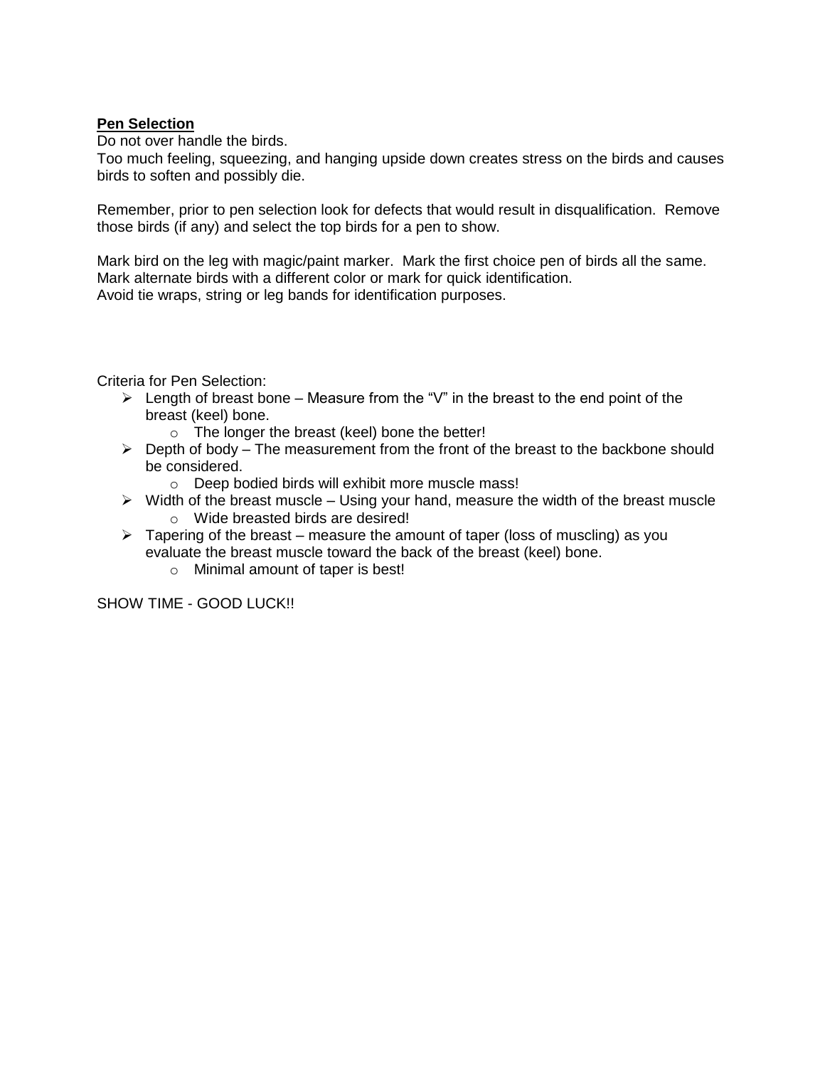**Pen Selection**

Do not over handle the birds.
Too much feeling, squeezing, and hanging upside down creates stress on the birds and causes birds to soften and possibly die.

Remember, prior to pen selection look for defects that would result in disqualification. Remove those birds (if any) and select the top birds for a pen to show.

Mark bird on the leg with magic/paint marker. Mark the first choice pen of birds all the same. Mark alternate birds with a different color or mark for quick identification.
Avoid tie wraps, string or leg bands for identification purposes.

Criteria for Pen Selection:

- Length of breast bone – Measure from the "V" in the breast to the end point of the breast (keel) bone.
  - The longer the breast (keel) bone the better!
- Depth of body – The measurement from the front of the breast to the backbone should be considered.
  - Deep bodied birds will exhibit more muscle mass!
- Width of the breast muscle – Using your hand, measure the width of the breast muscle
  - Wide breasted birds are desired!
- Tapering of the breast – measure the amount of taper (loss of muscling) as you evaluate the breast muscle toward the back of the breast (keel) bone.
  - Minimal amount of taper is best!

SHOW TIME - GOOD LUCK!!